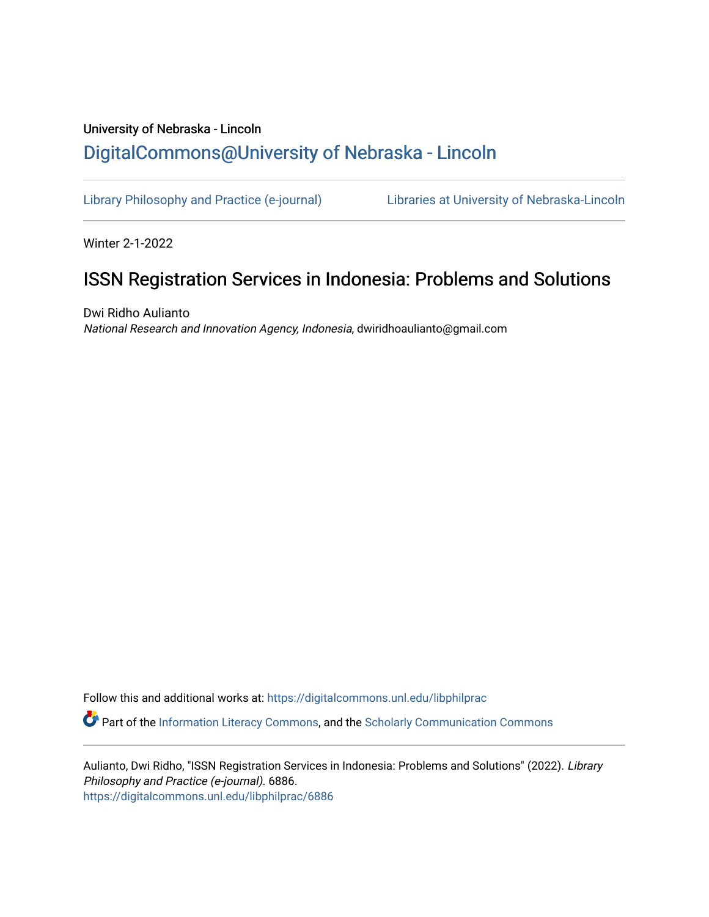University of Nebraska - Lincoln

DigitalCommons@University of Nebraska - Lincoln

Library Philosophy and Practice (e-journal)

Libraries at University of Nebraska-Lincoln

Winter 2-1-2022

# ISSN Registration Services in Indonesia: Problems and Solutions

Dwi Ridho Aulianto

*National Research and Innovation Agency, Indonesia*, dwiridhoaulianto@gmail.com

Follow this and additional works at: https://digitalcommons.unl.edu/libphilprac

Part of the Information Literacy Commons, and the Scholarly Communication Commons

Aulianto, Dwi Ridho, "ISSN Registration Services in Indonesia: Problems and Solutions" (2022). *Library Philosophy and Practice (e-journal)*. 6886.
https://digitalcommons.unl.edu/libphilprac/6886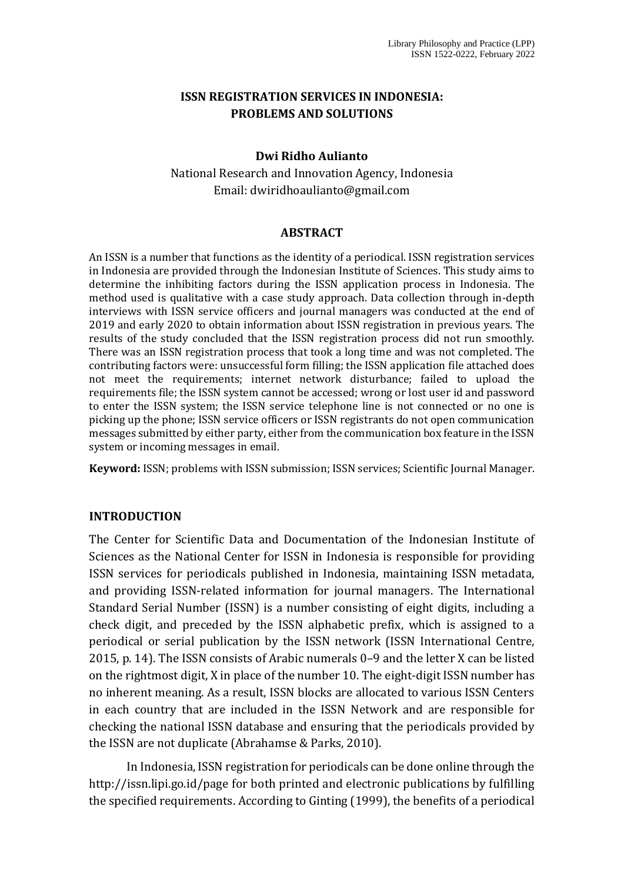# ISSN REGISTRATION SERVICES IN INDONESIA: PROBLEMS AND SOLUTIONS

**Dwi Ridho Aulianto**

National Research and Innovation Agency, Indonesia
Email: dwiridhoaulianto@gmail.com

## ABSTRACT

An ISSN is a number that functions as the identity of a periodical. ISSN registration services in Indonesia are provided through the Indonesian Institute of Sciences. This study aims to determine the inhibiting factors during the ISSN application process in Indonesia. The method used is qualitative with a case study approach. Data collection through in-depth interviews with ISSN service officers and journal managers was conducted at the end of 2019 and early 2020 to obtain information about ISSN registration in previous years. The results of the study concluded that the ISSN registration process did not run smoothly. There was an ISSN registration process that took a long time and was not completed. The contributing factors were: unsuccessful form filling; the ISSN application file attached does not meet the requirements; internet network disturbance; failed to upload the requirements file; the ISSN system cannot be accessed; wrong or lost user id and password to enter the ISSN system; the ISSN service telephone line is not connected or no one is picking up the phone; ISSN service officers or ISSN registrants do not open communication messages submitted by either party, either from the communication box feature in the ISSN system or incoming messages in email.

**Keyword:** ISSN; problems with ISSN submission; ISSN services; Scientific Journal Manager.

## INTRODUCTION

The Center for Scientific Data and Documentation of the Indonesian Institute of Sciences as the National Center for ISSN in Indonesia is responsible for providing ISSN services for periodicals published in Indonesia, maintaining ISSN metadata, and providing ISSN-related information for journal managers. The International Standard Serial Number (ISSN) is a number consisting of eight digits, including a check digit, and preceded by the ISSN alphabetic prefix, which is assigned to a periodical or serial publication by the ISSN network (ISSN International Centre, 2015, p. 14). The ISSN consists of Arabic numerals 0–9 and the letter X can be listed on the rightmost digit, X in place of the number 10. The eight-digit ISSN number has no inherent meaning. As a result, ISSN blocks are allocated to various ISSN Centers in each country that are included in the ISSN Network and are responsible for checking the national ISSN database and ensuring that the periodicals provided by the ISSN are not duplicate (Abrahamse & Parks, 2010).

In Indonesia, ISSN registration for periodicals can be done online through the http://issn.lipi.go.id/page for both printed and electronic publications by fulfilling the specified requirements. According to Ginting (1999), the benefits of a periodical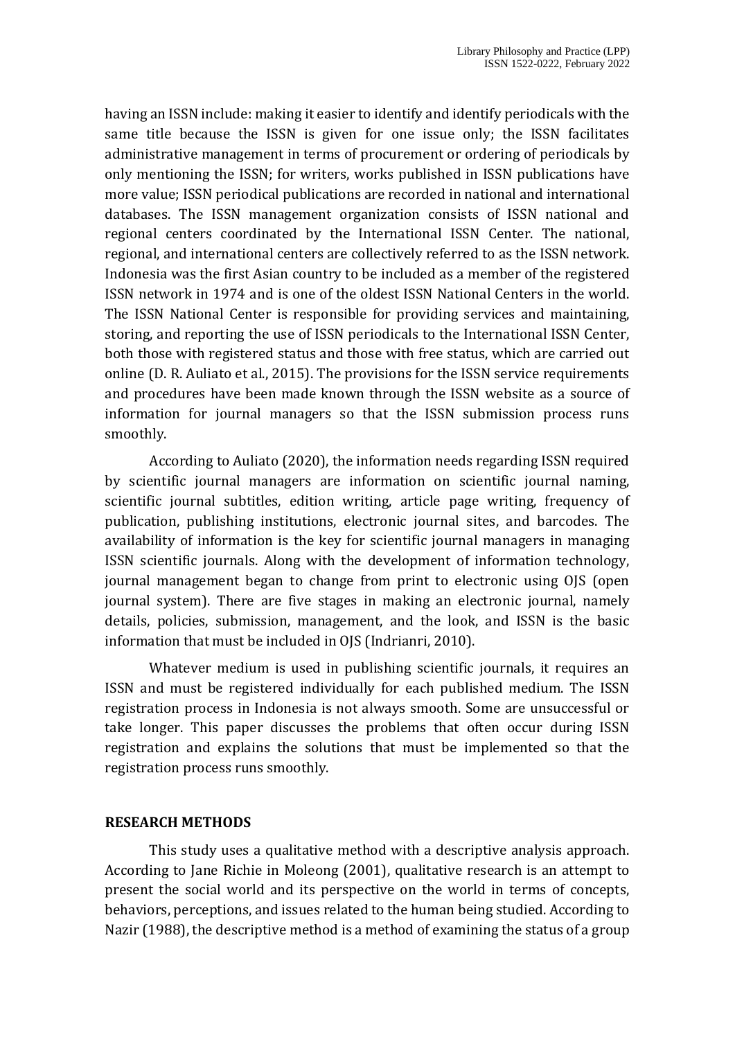having an ISSN include: making it easier to identify and identify periodicals with the same title because the ISSN is given for one issue only; the ISSN facilitates administrative management in terms of procurement or ordering of periodicals by only mentioning the ISSN; for writers, works published in ISSN publications have more value; ISSN periodical publications are recorded in national and international databases. The ISSN management organization consists of ISSN national and regional centers coordinated by the International ISSN Center. The national, regional, and international centers are collectively referred to as the ISSN network. Indonesia was the first Asian country to be included as a member of the registered ISSN network in 1974 and is one of the oldest ISSN National Centers in the world. The ISSN National Center is responsible for providing services and maintaining, storing, and reporting the use of ISSN periodicals to the International ISSN Center, both those with registered status and those with free status, which are carried out online (D. R. Auliato et al., 2015). The provisions for the ISSN service requirements and procedures have been made known through the ISSN website as a source of information for journal managers so that the ISSN submission process runs smoothly.

According to Auliato (2020), the information needs regarding ISSN required by scientific journal managers are information on scientific journal naming, scientific journal subtitles, edition writing, article page writing, frequency of publication, publishing institutions, electronic journal sites, and barcodes. The availability of information is the key for scientific journal managers in managing ISSN scientific journals. Along with the development of information technology, journal management began to change from print to electronic using OJS (open journal system). There are five stages in making an electronic journal, namely details, policies, submission, management, and the look, and ISSN is the basic information that must be included in OJS (Indrianri, 2010).

Whatever medium is used in publishing scientific journals, it requires an ISSN and must be registered individually for each published medium. The ISSN registration process in Indonesia is not always smooth. Some are unsuccessful or take longer. This paper discusses the problems that often occur during ISSN registration and explains the solutions that must be implemented so that the registration process runs smoothly.

## RESEARCH METHODS

This study uses a qualitative method with a descriptive analysis approach. According to Jane Richie in Moleong (2001), qualitative research is an attempt to present the social world and its perspective on the world in terms of concepts, behaviors, perceptions, and issues related to the human being studied. According to Nazir (1988), the descriptive method is a method of examining the status of a group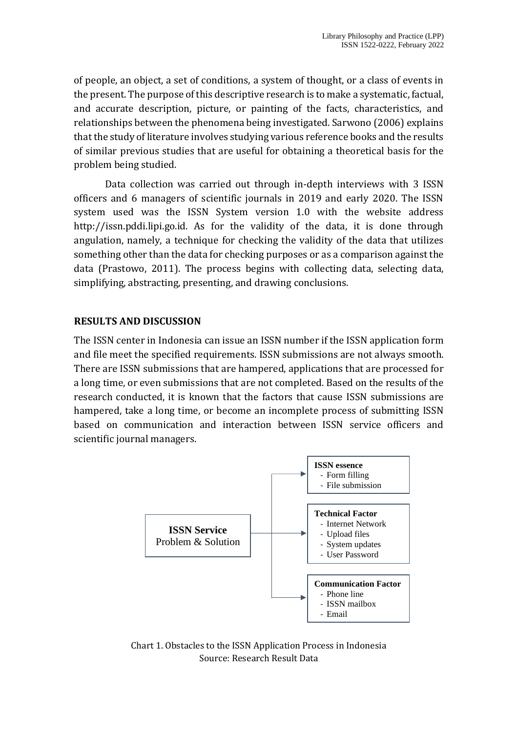of people, an object, a set of conditions, a system of thought, or a class of events in the present. The purpose of this descriptive research is to make a systematic, factual, and accurate description, picture, or painting of the facts, characteristics, and relationships between the phenomena being investigated. Sarwono (2006) explains that the study of literature involves studying various reference books and the results of similar previous studies that are useful for obtaining a theoretical basis for the problem being studied.

Data collection was carried out through in-depth interviews with 3 ISSN officers and 6 managers of scientific journals in 2019 and early 2020. The ISSN system used was the ISSN System version 1.0 with the website address http://issn.pddi.lipi.go.id. As for the validity of the data, it is done through angulation, namely, a technique for checking the validity of the data that utilizes something other than the data for checking purposes or as a comparison against the data (Prastowo, 2011). The process begins with collecting data, selecting data, simplifying, abstracting, presenting, and drawing conclusions.

## RESULTS AND DISCUSSION

The ISSN center in Indonesia can issue an ISSN number if the ISSN application form and file meet the specified requirements. ISSN submissions are not always smooth. There are ISSN submissions that are hampered, applications that are processed for a long time, or even submissions that are not completed. Based on the results of the research conducted, it is known that the factors that cause ISSN submissions are hampered, take a long time, or become an incomplete process of submitting ISSN based on communication and interaction between ISSN service officers and scientific journal managers.

**ISSN Service**
Problem & Solution

**ISSN essence**
- Form filling
- File submission

**Technical Factor**
- Internet Network
- Upload files
- System updates
- User Password

**Communication Factor**
- Phone line
- ISSN mailbox
- Email

Chart 1. Obstacles to the ISSN Application Process in Indonesia
Source: Research Result Data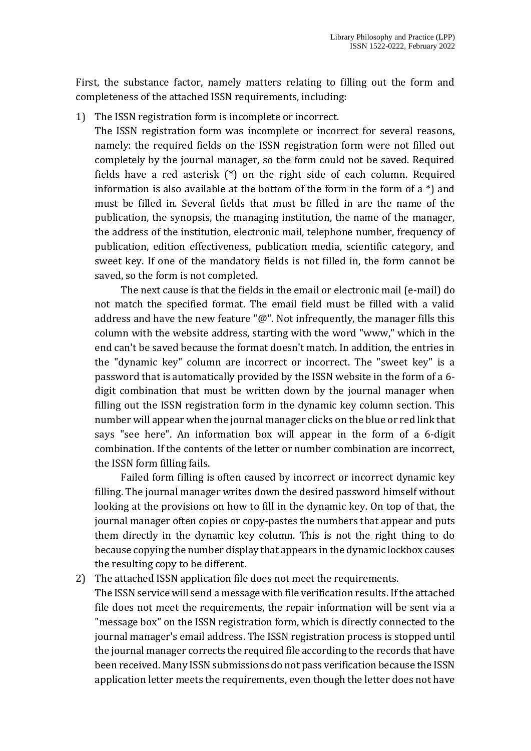First, the substance factor, namely matters relating to filling out the form and completeness of the attached ISSN requirements, including:

1) The ISSN registration form is incomplete or incorrect.

   The ISSN registration form was incomplete or incorrect for several reasons, namely: the required fields on the ISSN registration form were not filled out completely by the journal manager, so the form could not be saved. Required fields have a red asterisk (*) on the right side of each column. Required information is also available at the bottom of the form in the form of a *) and must be filled in. Several fields that must be filled in are the name of the publication, the synopsis, the managing institution, the name of the manager, the address of the institution, electronic mail, telephone number, frequency of publication, edition effectiveness, publication media, scientific category, and sweet key. If one of the mandatory fields is not filled in, the form cannot be saved, so the form is not completed.

   The next cause is that the fields in the email or electronic mail (e-mail) do not match the specified format. The email field must be filled with a valid address and have the new feature "@". Not infrequently, the manager fills this column with the website address, starting with the word "www," which in the end can't be saved because the format doesn't match. In addition, the entries in the "dynamic key" column are incorrect or incorrect. The "sweet key" is a password that is automatically provided by the ISSN website in the form of a 6-digit combination that must be written down by the journal manager when filling out the ISSN registration form in the dynamic key column section. This number will appear when the journal manager clicks on the blue or red link that says "see here". An information box will appear in the form of a 6-digit combination. If the contents of the letter or number combination are incorrect, the ISSN form filling fails.

   Failed form filling is often caused by incorrect or incorrect dynamic key filling. The journal manager writes down the desired password himself without looking at the provisions on how to fill in the dynamic key. On top of that, the journal manager often copies or copy-pastes the numbers that appear and puts them directly in the dynamic key column. This is not the right thing to do because copying the number display that appears in the dynamic lockbox causes the resulting copy to be different.

2) The attached ISSN application file does not meet the requirements.

   The ISSN service will send a message with file verification results. If the attached file does not meet the requirements, the repair information will be sent via a "message box" on the ISSN registration form, which is directly connected to the journal manager's email address. The ISSN registration process is stopped until the journal manager corrects the required file according to the records that have been received. Many ISSN submissions do not pass verification because the ISSN application letter meets the requirements, even though the letter does not have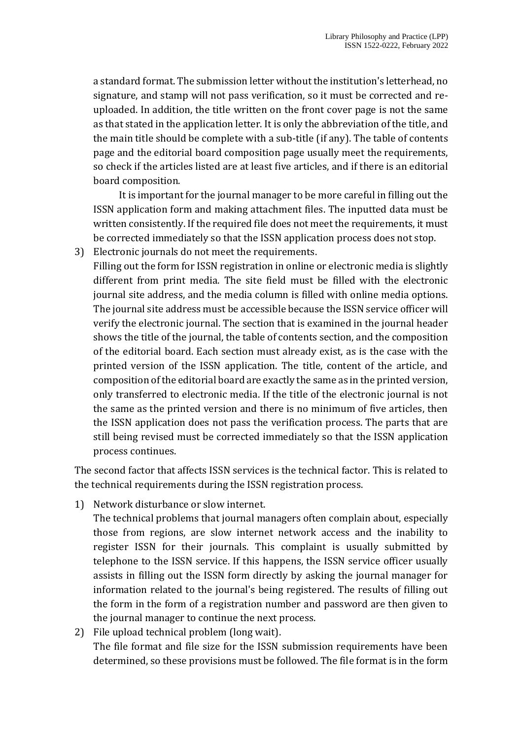a standard format. The submission letter without the institution's letterhead, no signature, and stamp will not pass verification, so it must be corrected and re-uploaded. In addition, the title written on the front cover page is not the same as that stated in the application letter. It is only the abbreviation of the title, and the main title should be complete with a sub-title (if any). The table of contents page and the editorial board composition page usually meet the requirements, so check if the articles listed are at least five articles, and if there is an editorial board composition.

It is important for the journal manager to be more careful in filling out the ISSN application form and making attachment files. The inputted data must be written consistently. If the required file does not meet the requirements, it must be corrected immediately so that the ISSN application process does not stop.

3) Electronic journals do not meet the requirements.
   Filling out the form for ISSN registration in online or electronic media is slightly different from print media. The site field must be filled with the electronic journal site address, and the media column is filled with online media options. The journal site address must be accessible because the ISSN service officer will verify the electronic journal. The section that is examined in the journal header shows the title of the journal, the table of contents section, and the composition of the editorial board. Each section must already exist, as is the case with the printed version of the ISSN application. The title, content of the article, and composition of the editorial board are exactly the same as in the printed version, only transferred to electronic media. If the title of the electronic journal is not the same as the printed version and there is no minimum of five articles, then the ISSN application does not pass the verification process. The parts that are still being revised must be corrected immediately so that the ISSN application process continues.

The second factor that affects ISSN services is the technical factor. This is related to the technical requirements during the ISSN registration process.

1) Network disturbance or slow internet.
   The technical problems that journal managers often complain about, especially those from regions, are slow internet network access and the inability to register ISSN for their journals. This complaint is usually submitted by telephone to the ISSN service. If this happens, the ISSN service officer usually assists in filling out the ISSN form directly by asking the journal manager for information related to the journal's being registered. The results of filling out the form in the form of a registration number and password are then given to the journal manager to continue the next process.
2) File upload technical problem (long wait).
   The file format and file size for the ISSN submission requirements have been determined, so these provisions must be followed. The file format is in the form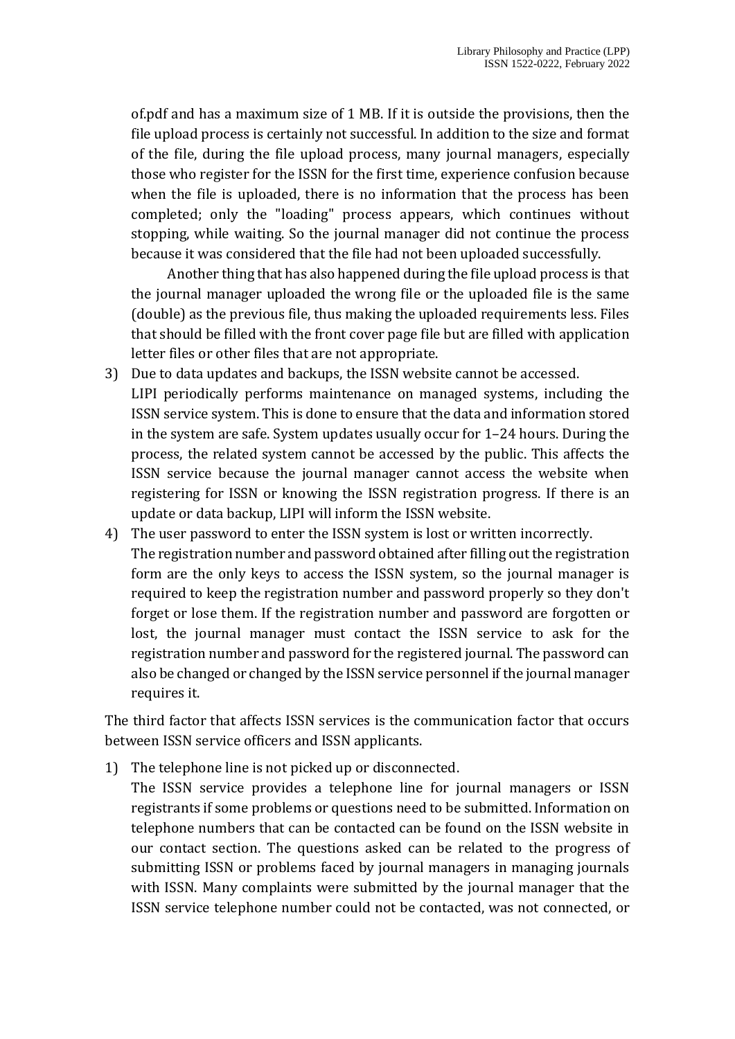of.pdf and has a maximum size of 1 MB. If it is outside the provisions, then the file upload process is certainly not successful. In addition to the size and format of the file, during the file upload process, many journal managers, especially those who register for the ISSN for the first time, experience confusion because when the file is uploaded, there is no information that the process has been completed; only the "loading" process appears, which continues without stopping, while waiting. So the journal manager did not continue the process because it was considered that the file had not been uploaded successfully.

Another thing that has also happened during the file upload process is that the journal manager uploaded the wrong file or the uploaded file is the same (double) as the previous file, thus making the uploaded requirements less. Files that should be filled with the front cover page file but are filled with application letter files or other files that are not appropriate.

3) Due to data updates and backups, the ISSN website cannot be accessed.
   LIPI periodically performs maintenance on managed systems, including the ISSN service system. This is done to ensure that the data and information stored in the system are safe. System updates usually occur for 1–24 hours. During the process, the related system cannot be accessed by the public. This affects the ISSN service because the journal manager cannot access the website when registering for ISSN or knowing the ISSN registration progress. If there is an update or data backup, LIPI will inform the ISSN website.
4) The user password to enter the ISSN system is lost or written incorrectly.
   The registration number and password obtained after filling out the registration form are the only keys to access the ISSN system, so the journal manager is required to keep the registration number and password properly so they don't forget or lose them. If the registration number and password are forgotten or lost, the journal manager must contact the ISSN service to ask for the registration number and password for the registered journal. The password can also be changed or changed by the ISSN service personnel if the journal manager requires it.

The third factor that affects ISSN services is the communication factor that occurs between ISSN service officers and ISSN applicants.

1) The telephone line is not picked up or disconnected.
   The ISSN service provides a telephone line for journal managers or ISSN registrants if some problems or questions need to be submitted. Information on telephone numbers that can be contacted can be found on the ISSN website in our contact section. The questions asked can be related to the progress of submitting ISSN or problems faced by journal managers in managing journals with ISSN. Many complaints were submitted by the journal manager that the ISSN service telephone number could not be contacted, was not connected, or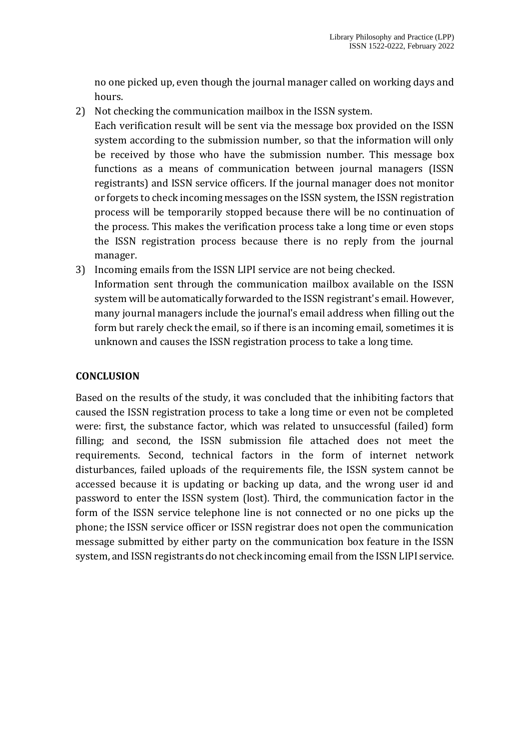no one picked up, even though the journal manager called on working days and hours.

2) Not checking the communication mailbox in the ISSN system.
   Each verification result will be sent via the message box provided on the ISSN system according to the submission number, so that the information will only be received by those who have the submission number. This message box functions as a means of communication between journal managers (ISSN registrants) and ISSN service officers. If the journal manager does not monitor or forgets to check incoming messages on the ISSN system, the ISSN registration process will be temporarily stopped because there will be no continuation of the process. This makes the verification process take a long time or even stops the ISSN registration process because there is no reply from the journal manager.

3) Incoming emails from the ISSN LIPI service are not being checked.
   Information sent through the communication mailbox available on the ISSN system will be automatically forwarded to the ISSN registrant's email. However, many journal managers include the journal's email address when filling out the form but rarely check the email, so if there is an incoming email, sometimes it is unknown and causes the ISSN registration process to take a long time.

## CONCLUSION

Based on the results of the study, it was concluded that the inhibiting factors that caused the ISSN registration process to take a long time or even not be completed were: first, the substance factor, which was related to unsuccessful (failed) form filling; and second, the ISSN submission file attached does not meet the requirements. Second, technical factors in the form of internet network disturbances, failed uploads of the requirements file, the ISSN system cannot be accessed because it is updating or backing up data, and the wrong user id and password to enter the ISSN system (lost). Third, the communication factor in the form of the ISSN service telephone line is not connected or no one picks up the phone; the ISSN service officer or ISSN registrar does not open the communication message submitted by either party on the communication box feature in the ISSN system, and ISSN registrants do not check incoming email from the ISSN LIPI service.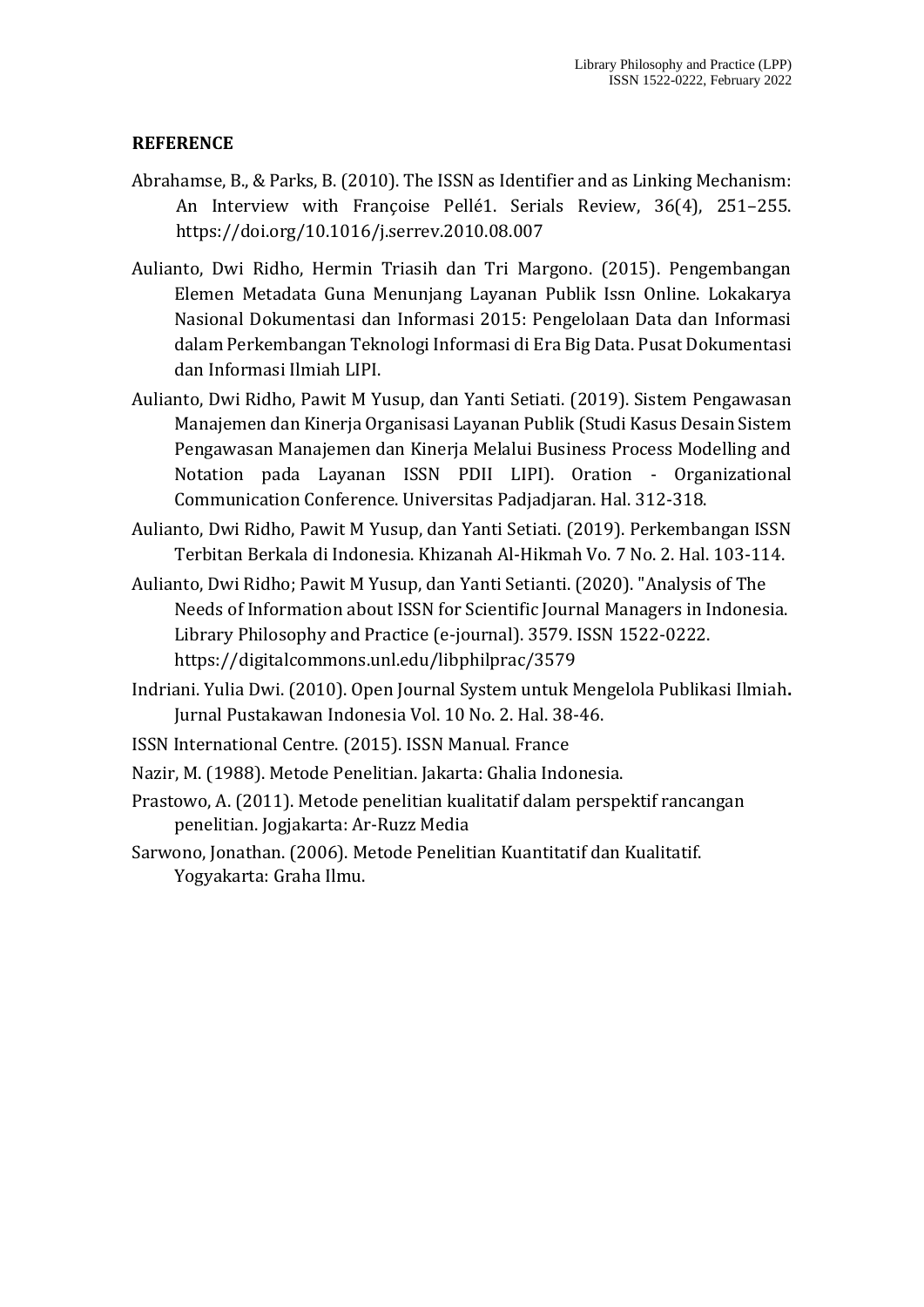**REFERENCE**

Abrahamse, B., & Parks, B. (2010). The ISSN as Identifier and as Linking Mechanism: An Interview with Françoise Pellé1. Serials Review, 36(4), 251–255. https://doi.org/10.1016/j.serrev.2010.08.007

Aulianto, Dwi Ridho, Hermin Triasih dan Tri Margono. (2015). Pengembangan Elemen Metadata Guna Menunjang Layanan Publik Issn Online. Lokakarya Nasional Dokumentasi dan Informasi 2015: Pengelolaan Data dan Informasi dalam Perkembangan Teknologi Informasi di Era Big Data. Pusat Dokumentasi dan Informasi Ilmiah LIPI.

Aulianto, Dwi Ridho, Pawit M Yusup, dan Yanti Setiati. (2019). Sistem Pengawasan Manajemen dan Kinerja Organisasi Layanan Publik (Studi Kasus Desain Sistem Pengawasan Manajemen dan Kinerja Melalui Business Process Modelling and Notation pada Layanan ISSN PDII LIPI). Oration - Organizational Communication Conference. Universitas Padjadjaran. Hal. 312-318.

Aulianto, Dwi Ridho, Pawit M Yusup, dan Yanti Setiati. (2019). Perkembangan ISSN Terbitan Berkala di Indonesia. Khizanah Al-Hikmah Vo. 7 No. 2. Hal. 103-114.

Aulianto, Dwi Ridho; Pawit M Yusup, dan Yanti Setianti. (2020). "Analysis of The Needs of Information about ISSN for Scientific Journal Managers in Indonesia. Library Philosophy and Practice (e-journal). 3579. ISSN 1522-0222. https://digitalcommons.unl.edu/libphilprac/3579

Indriani. Yulia Dwi. (2010). Open Journal System untuk Mengelola Publikasi Ilmiah**.** Jurnal Pustakawan Indonesia Vol. 10 No. 2. Hal. 38-46.

ISSN International Centre. (2015). ISSN Manual. France

Nazir, M. (1988). Metode Penelitian. Jakarta: Ghalia Indonesia.

Prastowo, A. (2011). Metode penelitian kualitatif dalam perspektif rancangan penelitian. Jogjakarta: Ar-Ruzz Media

Sarwono, Jonathan. (2006). Metode Penelitian Kuantitatif dan Kualitatif. Yogyakarta: Graha Ilmu.